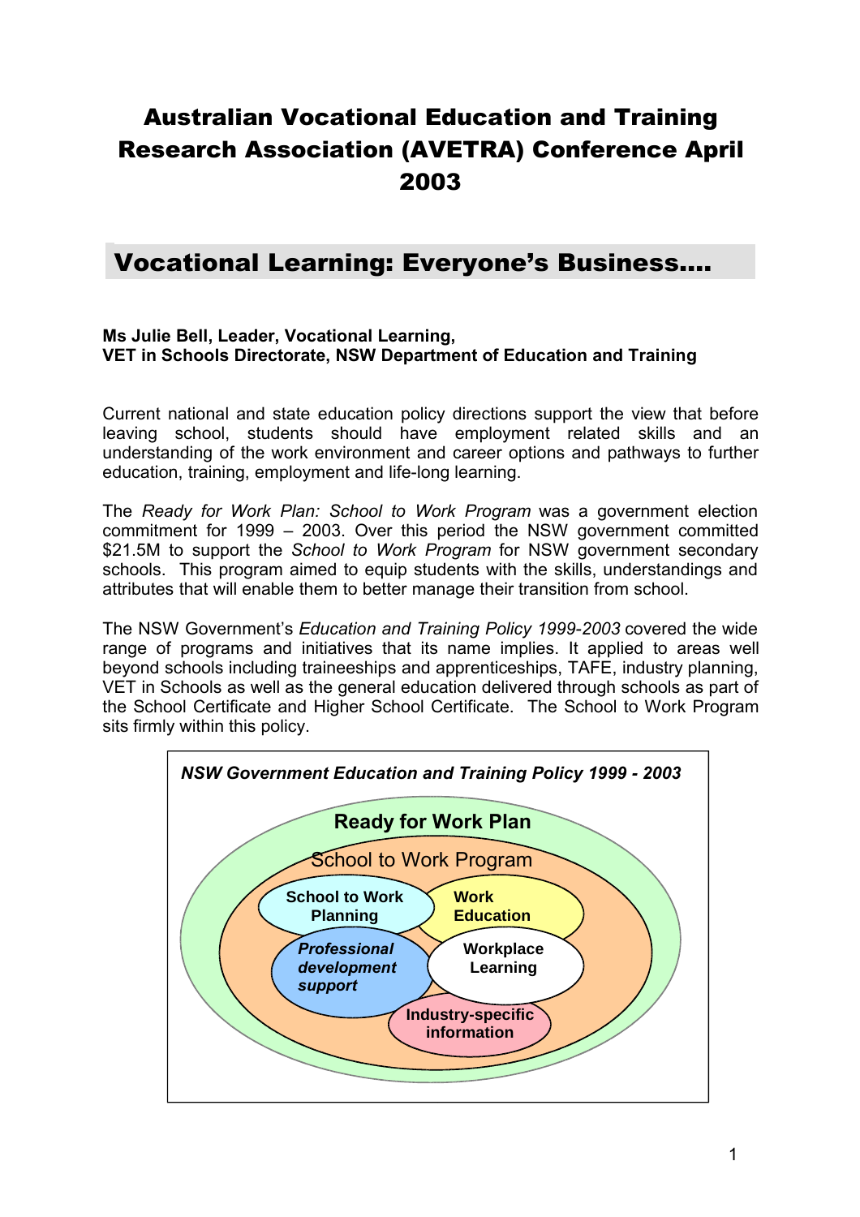# Australian Vocational Education and Training Research Association (AVETRA) Conference April 2003

## Vocational Learning: Everyone's Business….

**Ms Julie Bell, Leader, Vocational Learning,**
**VET in Schools Directorate, NSW Department of Education and Training**

Current national and state education policy directions support the view that before leaving school, students should have employment related skills and an understanding of the work environment and career options and pathways to further education, training, employment and life-long learning.

The *Ready for Work Plan: School to Work Program* was a government election commitment for 1999 – 2003. Over this period the NSW government committed $21.5M to support the *School to Work Program* for NSW government secondary schools. This program aimed to equip students with the skills, understandings and attributes that will enable them to better manage their transition from school.

The NSW Government's *Education and Training Policy 1999-2003* covered the wide range of programs and initiatives that its name implies. It applied to areas well beyond schools including traineeships and apprenticeships, TAFE, industry planning, VET in Schools as well as the general education delivered through schools as part of the School Certificate and Higher School Certificate. The School to Work Program sits firmly within this policy.

***NSW Government Education and Training Policy 1999 - 2003***

**Ready for Work Plan**

School to Work Program

- **School to Work Planning**
- **Work Education**
- ***Professional development support***
- **Workplace Learning**
- **Industry-specific information**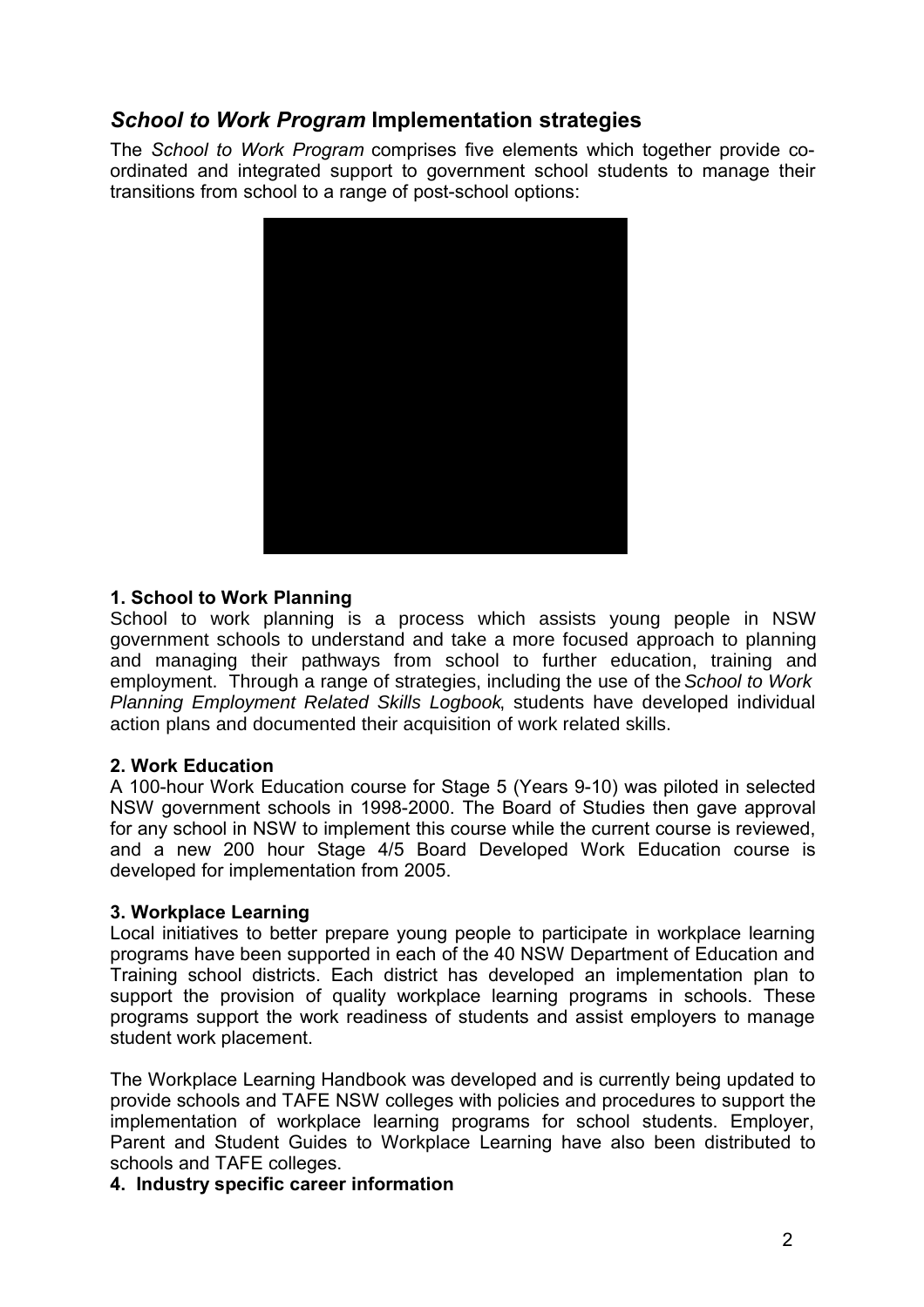## *School to Work Program* Implementation strategies

The *School to Work Program* comprises five elements which together provide co-ordinated and integrated support to government school students to manage their transitions from school to a range of post-school options:

**1. School to Work Planning**

School to work planning is a process which assists young people in NSW government schools to understand and take a more focused approach to planning and managing their pathways from school to further education, training and employment. Through a range of strategies, including the use of the *School to Work Planning Employment Related Skills Logbook*, students have developed individual action plans and documented their acquisition of work related skills.

**2. Work Education**

A 100-hour Work Education course for Stage 5 (Years 9-10) was piloted in selected NSW government schools in 1998-2000. The Board of Studies then gave approval for any school in NSW to implement this course while the current course is reviewed, and a new 200 hour Stage 4/5 Board Developed Work Education course is developed for implementation from 2005.

**3. Workplace Learning**

Local initiatives to better prepare young people to participate in workplace learning programs have been supported in each of the 40 NSW Department of Education and Training school districts. Each district has developed an implementation plan to support the provision of quality workplace learning programs in schools. These programs support the work readiness of students and assist employers to manage student work placement.

The Workplace Learning Handbook was developed and is currently being updated to provide schools and TAFE NSW colleges with policies and procedures to support the implementation of workplace learning programs for school students. Employer, Parent and Student Guides to Workplace Learning have also been distributed to schools and TAFE colleges.

**4. Industry specific career information**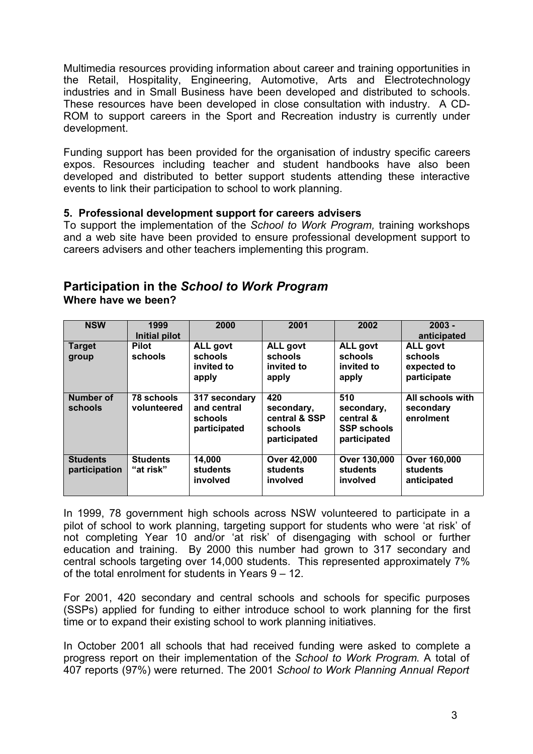Multimedia resources providing information about career and training opportunities in the Retail, Hospitality, Engineering, Automotive, Arts and Electrotechnology industries and in Small Business have been developed and distributed to schools. These resources have been developed in close consultation with industry. A CD-ROM to support careers in the Sport and Recreation industry is currently under development.

Funding support has been provided for the organisation of industry specific careers expos. Resources including teacher and student handbooks have also been developed and distributed to better support students attending these interactive events to link their participation to school to work planning.

**5. Professional development support for careers advisers**

To support the implementation of the *School to Work Program,* training workshops and a web site have been provided to ensure professional development support to careers advisers and other teachers implementing this program.

## Participation in the *School to Work Program*

**Where have we been?**

| NSW | 1999 Initial pilot | 2000 | 2001 | 2002 | 2003 - anticipated |
|---|---|---|---|---|---|
| **Target group** | **Pilot schools** | **ALL govt schools invited to apply** | **ALL govt schools invited to apply** | **ALL govt schools invited to apply** | **ALL govt schools expected to participate** |
| **Number of schools** | **78 schools volunteered** | **317 secondary and central schools participated** | **420 secondary, central & SSP schools participated** | **510 secondary, central & SSP schools participated** | **All schools with secondary enrolment** |
| **Students participation** | **Students "at risk"** | **14,000 students involved** | **Over 42,000 students involved** | **Over 130,000 students involved** | **Over 160,000 students anticipated** |

In 1999, 78 government high schools across NSW volunteered to participate in a pilot of school to work planning, targeting support for students who were 'at risk' of not completing Year 10 and/or 'at risk' of disengaging with school or further education and training. By 2000 this number had grown to 317 secondary and central schools targeting over 14,000 students. This represented approximately 7% of the total enrolment for students in Years 9 – 12.

For 2001, 420 secondary and central schools and schools for specific purposes (SSPs) applied for funding to either introduce school to work planning for the first time or to expand their existing school to work planning initiatives.

In October 2001 all schools that had received funding were asked to complete a progress report on their implementation of the *School to Work Program*. A total of 407 reports (97%) were returned. The 2001 *School to Work Planning Annual Report*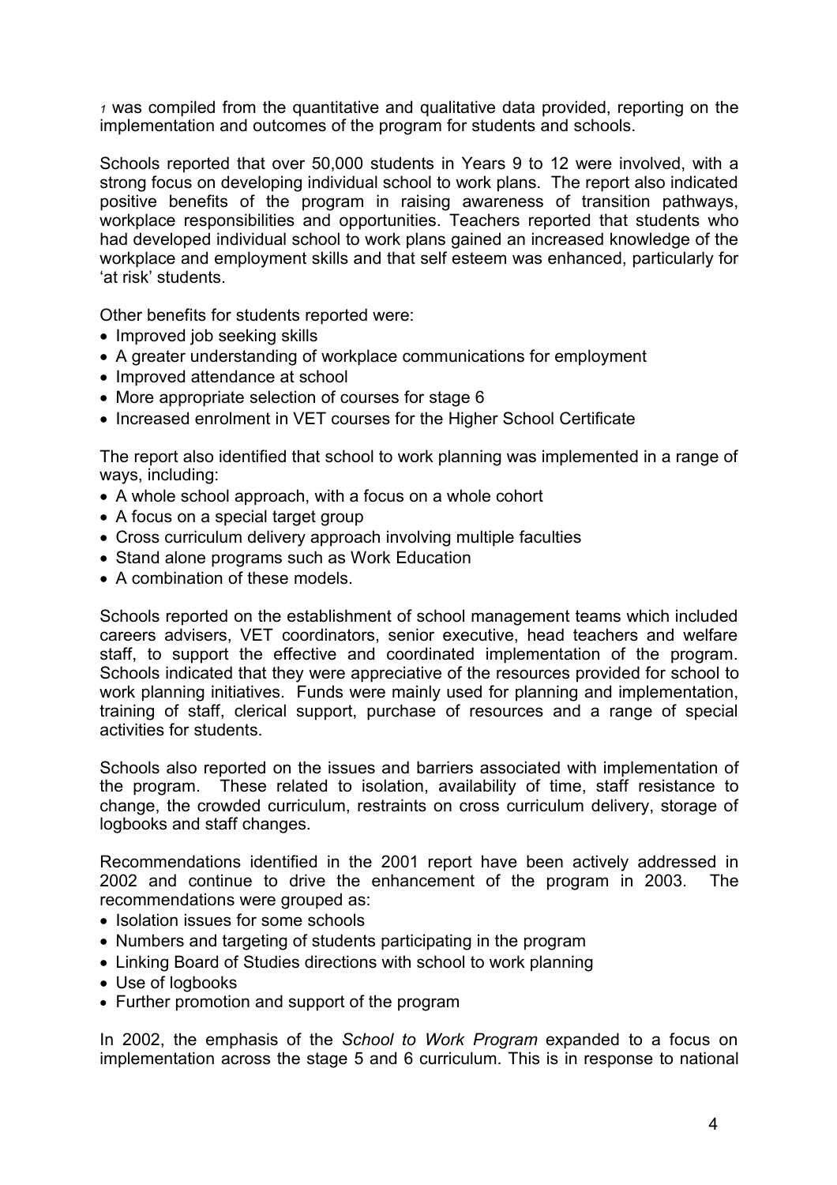*1* was compiled from the quantitative and qualitative data provided, reporting on the implementation and outcomes of the program for students and schools.

Schools reported that over 50,000 students in Years 9 to 12 were involved, with a strong focus on developing individual school to work plans. The report also indicated positive benefits of the program in raising awareness of transition pathways, workplace responsibilities and opportunities. Teachers reported that students who had developed individual school to work plans gained an increased knowledge of the workplace and employment skills and that self esteem was enhanced, particularly for 'at risk' students.

Other benefits for students reported were:

- Improved job seeking skills
- A greater understanding of workplace communications for employment
- Improved attendance at school
- More appropriate selection of courses for stage 6
- Increased enrolment in VET courses for the Higher School Certificate

The report also identified that school to work planning was implemented in a range of ways, including:

- A whole school approach, with a focus on a whole cohort
- A focus on a special target group
- Cross curriculum delivery approach involving multiple faculties
- Stand alone programs such as Work Education
- A combination of these models.

Schools reported on the establishment of school management teams which included careers advisers, VET coordinators, senior executive, head teachers and welfare staff, to support the effective and coordinated implementation of the program. Schools indicated that they were appreciative of the resources provided for school to work planning initiatives. Funds were mainly used for planning and implementation, training of staff, clerical support, purchase of resources and a range of special activities for students.

Schools also reported on the issues and barriers associated with implementation of the program. These related to isolation, availability of time, staff resistance to change, the crowded curriculum, restraints on cross curriculum delivery, storage of logbooks and staff changes.

Recommendations identified in the 2001 report have been actively addressed in 2002 and continue to drive the enhancement of the program in 2003. The recommendations were grouped as:

- Isolation issues for some schools
- Numbers and targeting of students participating in the program
- Linking Board of Studies directions with school to work planning
- Use of logbooks
- Further promotion and support of the program

In 2002, the emphasis of the *School to Work Program* expanded to a focus on implementation across the stage 5 and 6 curriculum. This is in response to national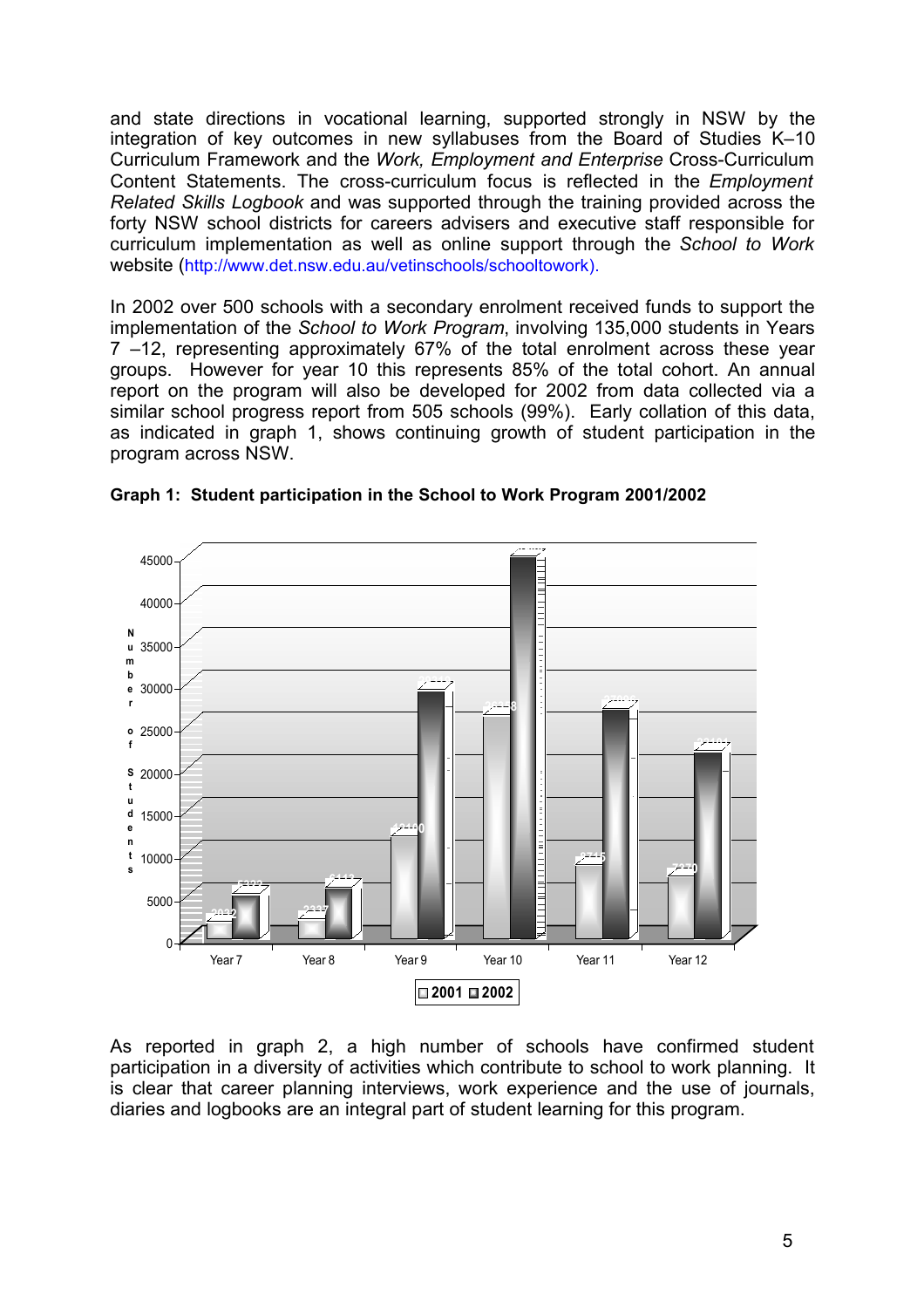and state directions in vocational learning, supported strongly in NSW by the integration of key outcomes in new syllabuses from the Board of Studies K–10 Curriculum Framework and the *Work, Employment and Enterprise* Cross-Curriculum Content Statements. The cross-curriculum focus is reflected in the *Employment Related Skills Logbook* and was supported through the training provided across the forty NSW school districts for careers advisers and executive staff responsible for curriculum implementation as well as online support through the *School to Work* website (http://www.det.nsw.edu.au/vetinschools/schooltowork).

In 2002 over 500 schools with a secondary enrolment received funds to support the implementation of the *School to Work Program*, involving 135,000 students in Years 7 –12, representing approximately 67% of the total enrolment across these year groups. However for year 10 this represents 85% of the total cohort. An annual report on the program will also be developed for 2002 from data collected via a similar school progress report from 505 schools (99%). Early collation of this data, as indicated in graph 1, shows continuing growth of student participation in the program across NSW.

**Graph 1: Student participation in the School to Work Program 2001/2002**

As reported in graph 2, a high number of schools have confirmed student participation in a diversity of activities which contribute to school to work planning. It is clear that career planning interviews, work experience and the use of journals, diaries and logbooks are an integral part of student learning for this program.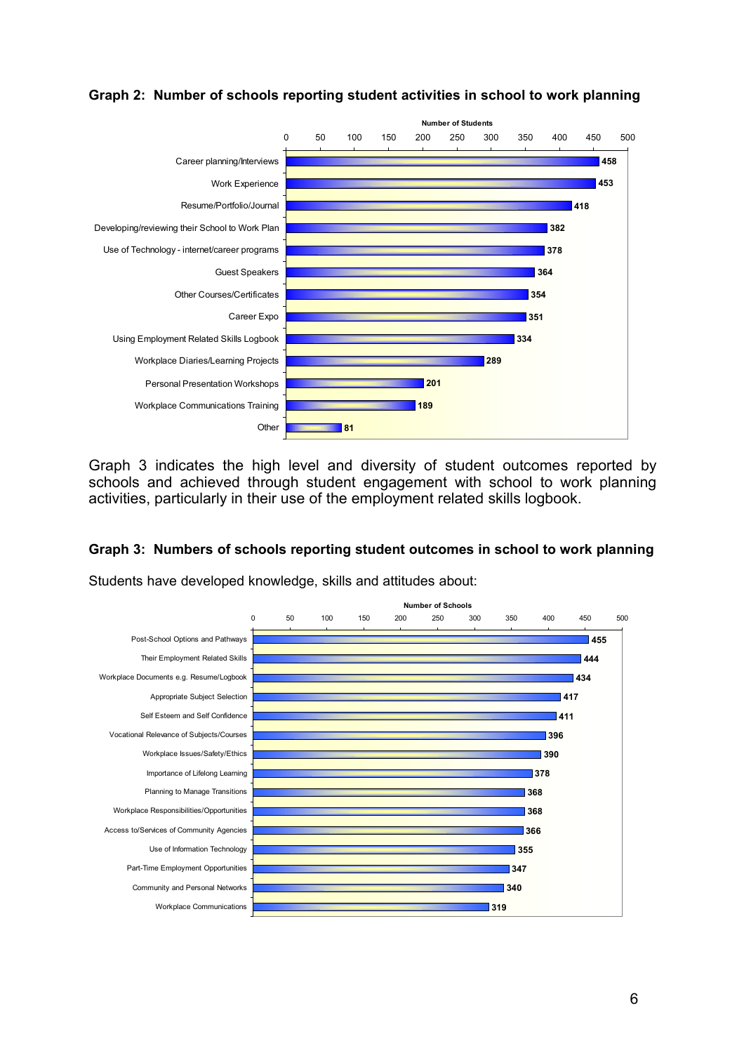**Graph 2: Number of schools reporting student activities in school to work planning**

| Activity | Number of Students |
|---|---|
| Career planning/Interviews | 458 |
| Work Experience | 453 |
| Resume/Portfolio/Journal | 418 |
| Developing/reviewing their School to Work Plan | 382 |
| Use of Technology - internet/career programs | 378 |
| Guest Speakers | 364 |
| Other Courses/Certificates | 354 |
| Career Expo | 351 |
| Using Employment Related Skills Logbook | 334 |
| Workplace Diaries/Learning Projects | 289 |
| Personal Presentation Workshops | 201 |
| Workplace Communications Training | 189 |
| Other | 81 |

Graph 3 indicates the high level and diversity of student outcomes reported by schools and achieved through student engagement with school to work planning activities, particularly in their use of the employment related skills logbook.

**Graph 3: Numbers of schools reporting student outcomes in school to work planning**

Students have developed knowledge, skills and attitudes about:

| Outcome | Number of Schools |
|---|---|
| Post-School Options and Pathways | 455 |
| Their Employment Related Skills | 444 |
| Workplace Documents e.g. Resume/Logbook | 434 |
| Appropriate Subject Selection | 417 |
| Self Esteem and Self Confidence | 411 |
| Vocational Relevance of Subjects/Courses | 396 |
| Workplace Issues/Safety/Ethics | 390 |
| Importance of Lifelong Learning | 378 |
| Planning to Manage Transitions | 368 |
| Workplace Responsibilities/Opportunities | 368 |
| Access to/Services of Community Agencies | 366 |
| Use of Information Technology | 355 |
| Part-Time Employment Opportunities | 347 |
| Community and Personal Networks | 340 |
| Workplace Communications | 319 |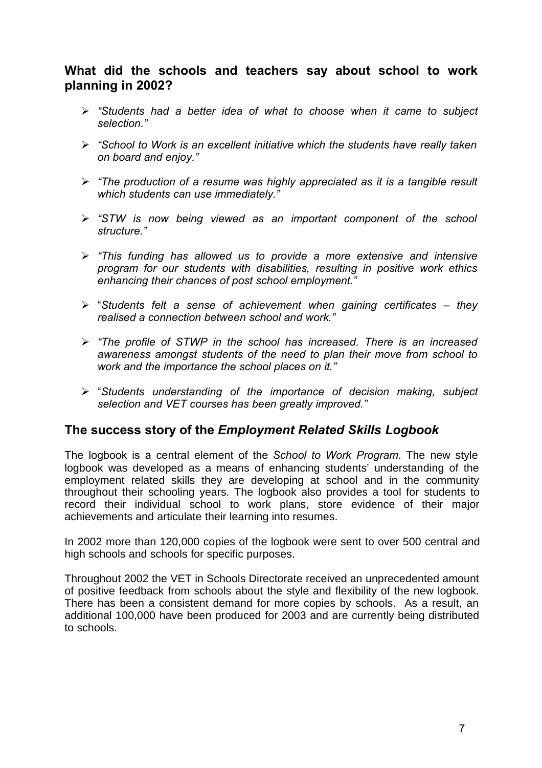## What did the schools and teachers say about school to work planning in 2002?

- *"Students had a better idea of what to choose when it came to subject selection."*
- *"School to Work is an excellent initiative which the students have really taken on board and enjoy."*
- *"The production of a resume was highly appreciated as it is a tangible result which students can use immediately."*
- *"STW is now being viewed as an important component of the school structure."*
- *"This funding has allowed us to provide a more extensive and intensive program for our students with disabilities, resulting in positive work ethics enhancing their chances of post school employment."*
- "*Students felt a sense of achievement when gaining certificates – they realised a connection between school and work."*
- *"The profile of STWP in the school has increased. There is an increased awareness amongst students of the need to plan their move from school to work and the importance the school places on it."*
- "*Students understanding of the importance of decision making, subject selection and VET courses has been greatly improved."*

## The success story of the *Employment Related Skills Logbook*

The logbook is a central element of the *School to Work Program*. The new style logbook was developed as a means of enhancing students' understanding of the employment related skills they are developing at school and in the community throughout their schooling years. The logbook also provides a tool for students to record their individual school to work plans, store evidence of their major achievements and articulate their learning into resumes.

In 2002 more than 120,000 copies of the logbook were sent to over 500 central and high schools and schools for specific purposes.

Throughout 2002 the VET in Schools Directorate received an unprecedented amount of positive feedback from schools about the style and flexibility of the new logbook. There has been a consistent demand for more copies by schools. As a result, an additional 100,000 have been produced for 2003 and are currently being distributed to schools.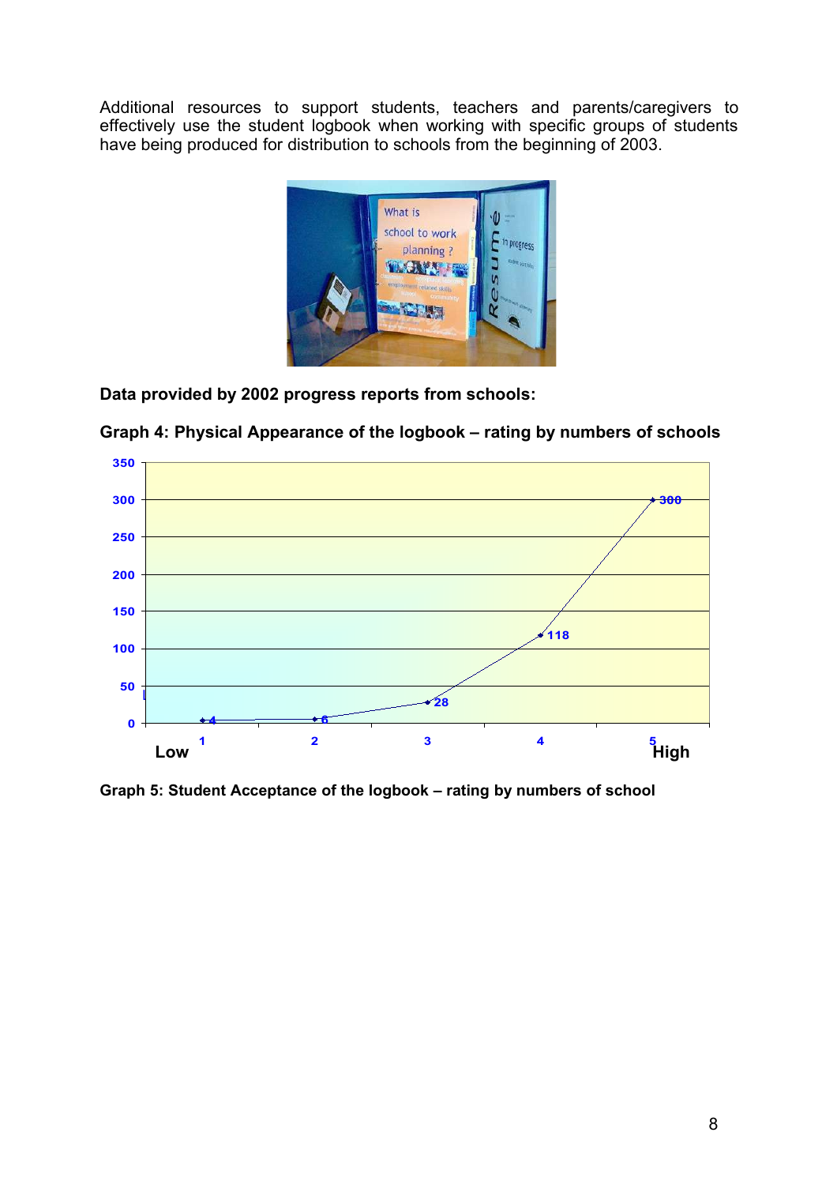Additional resources to support students, teachers and parents/caregivers to effectively use the student logbook when working with specific groups of students have being produced for distribution to schools from the beginning of 2003.

**Data provided by 2002 progress reports from schools:**

**Graph 4: Physical Appearance of the logbook – rating by numbers of schools**

| Rating | Number of schools |
|---|---|
| 1 (Low) | 4 |
| 2 | 6 |
| 3 | 28 |
| 4 | 118 |
| 5 (High) | 300 |

**Graph 5: Student Acceptance of the logbook – rating by numbers of school**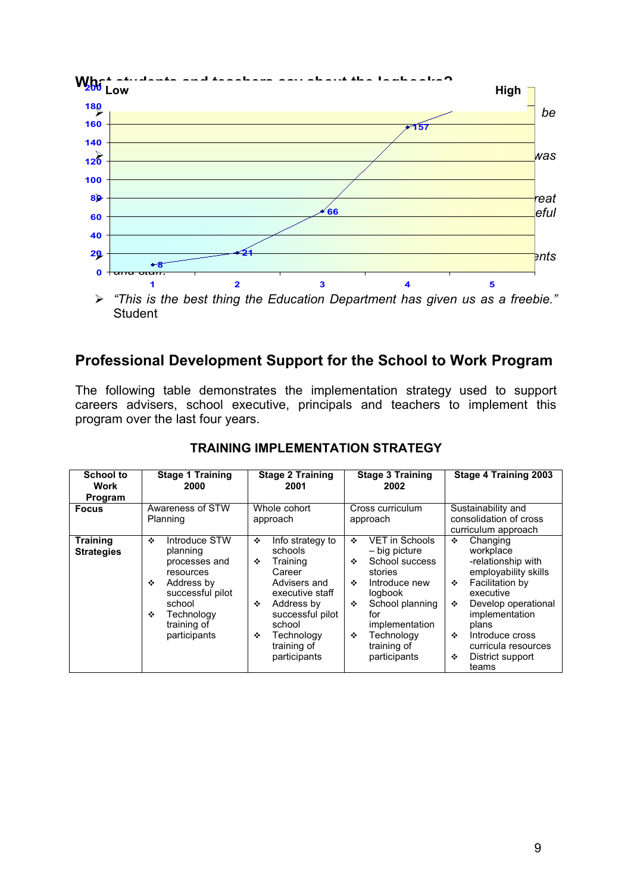"This is the best thing the Education Department has given us as a freebie." Student

## Professional Development Support for the School to Work Program

The following table demonstrates the implementation strategy used to support careers advisers, school executive, principals and teachers to implement this program over the last four years.

### TRAINING IMPLEMENTATION STRATEGY

| School to Work Program | Stage 1 Training 2000 | Stage 2 Training 2001 | Stage 3 Training 2002 | Stage 4 Training 2003 |
|---|---|---|---|---|
| **Focus** | Awareness of STW Planning | Whole cohort approach | Cross curriculum approach | Sustainability and consolidation of cross curriculum approach |
| **Training Strategies** | ❖ Introduce STW planning processes and resources<br>❖ Address by successful pilot school<br>❖ Technology training of participants | ❖ Info strategy to schools<br>❖ Training Career Advisers and executive staff<br>❖ Address by successful pilot school<br>❖ Technology training of participants | ❖ VET in Schools – big picture<br>❖ School success stories<br>❖ Introduce new logbook<br>❖ School planning for implementation<br>❖ Technology training of participants | ❖ Changing workplace -relationship with employability skills<br>❖ Facilitation by executive<br>❖ Develop operational implementation plans<br>❖ Introduce cross curricula resources<br>❖ District support teams |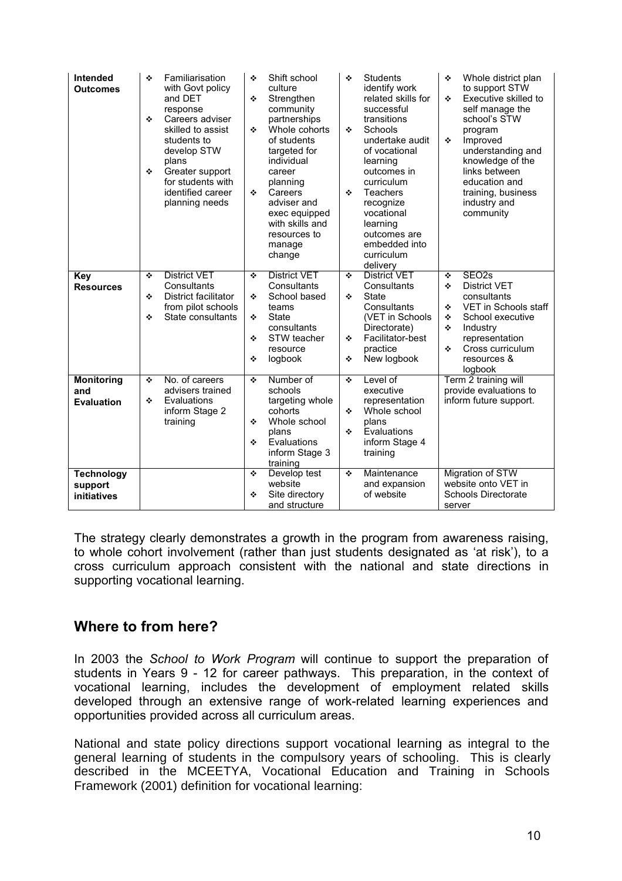| | | | | |
|---|---|---|---|---|
| **Intended Outcomes** | ❖ Familiarisation with Govt policy and DET response<br>❖ Careers adviser skilled to assist students to develop STW plans<br>❖ Greater support for students with identified career planning needs | ❖ Shift school culture<br>❖ Strengthen community partnerships<br>❖ Whole cohorts of students targeted for individual career planning<br>❖ Careers adviser and exec equipped with skills and resources to manage change | ❖ Students identify work related skills for successful transitions<br>❖ Schools undertake audit of vocational learning outcomes in curriculum<br>❖ Teachers recognize vocational learning outcomes are embedded into curriculum delivery | ❖ Whole district plan to support STW<br>❖ Executive skilled to self manage the school's STW program<br>❖ Improved understanding and knowledge of the links between education and training, business industry and community |
| **Key Resources** | ❖ District VET Consultants<br>❖ District facilitator from pilot schools<br>❖ State consultants | ❖ District VET Consultants<br>❖ School based teams<br>❖ State consultants<br>❖ STW teacher resource<br>❖ logbook | ❖ District VET Consultants<br>❖ State Consultants (VET in Schools Directorate)<br>❖ Facilitator-best practice<br>❖ New logbook | ❖ SEO2s<br>❖ District VET consultants<br>❖ VET in Schools staff<br>❖ School executive<br>❖ Industry representation<br>❖ Cross curriculum resources & logbook |
| **Monitoring and Evaluation** | ❖ No. of careers advisers trained<br>❖ Evaluations inform Stage 2 training | ❖ Number of schools targeting whole cohorts<br>❖ Whole school plans<br>❖ Evaluations inform Stage 3 training | ❖ Level of executive representation<br>❖ Whole school plans<br>❖ Evaluations inform Stage 4 training | Term 2 training will provide evaluations to inform future support. |
| **Technology support initiatives** | | ❖ Develop test website<br>❖ Site directory and structure | ❖ Maintenance and expansion of website | Migration of STW website onto VET in Schools Directorate server |

The strategy clearly demonstrates a growth in the program from awareness raising, to whole cohort involvement (rather than just students designated as 'at risk'), to a cross curriculum approach consistent with the national and state directions in supporting vocational learning.

## Where to from here?

In 2003 the *School to Work Program* will continue to support the preparation of students in Years 9 - 12 for career pathways. This preparation, in the context of vocational learning, includes the development of employment related skills developed through an extensive range of work-related learning experiences and opportunities provided across all curriculum areas.

National and state policy directions support vocational learning as integral to the general learning of students in the compulsory years of schooling. This is clearly described in the MCEETYA, Vocational Education and Training in Schools Framework (2001) definition for vocational learning: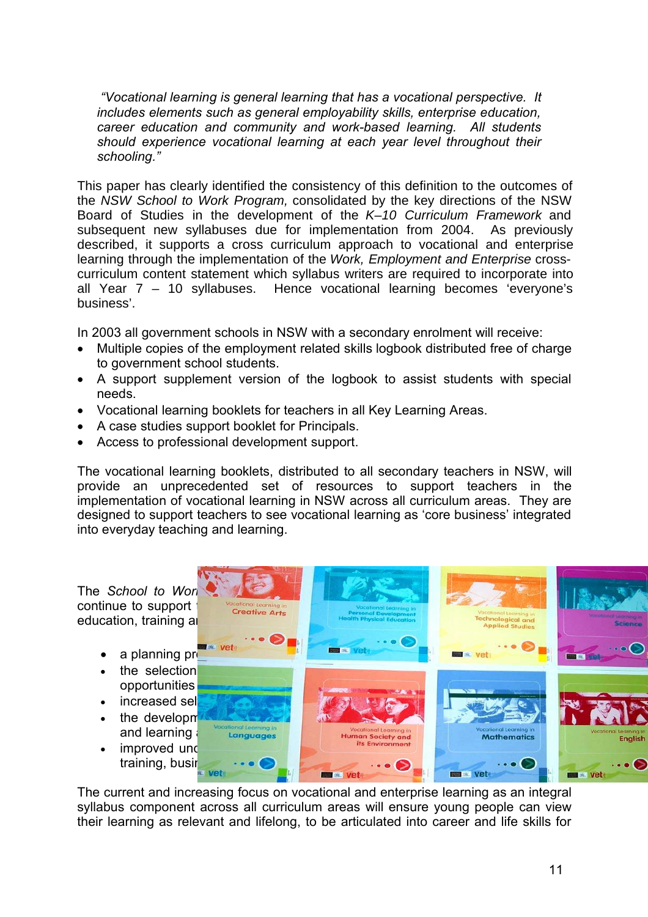*"Vocational learning is general learning that has a vocational perspective. It includes elements such as general employability skills, enterprise education, career education and community and work-based learning. All students should experience vocational learning at each year level throughout their schooling."*

This paper has clearly identified the consistency of this definition to the outcomes of the *NSW School to Work Program,* consolidated by the key directions of the NSW Board of Studies in the development of the *K–10 Curriculum Framework* and subsequent new syllabuses due for implementation from 2004. As previously described, it supports a cross curriculum approach to vocational and enterprise learning through the implementation of the *Work, Employment and Enterprise* cross-curriculum content statement which syllabus writers are required to incorporate into all Year 7 – 10 syllabuses. Hence vocational learning becomes 'everyone's business'.

In 2003 all government schools in NSW with a secondary enrolment will receive:

- Multiple copies of the employment related skills logbook distributed free of charge to government school students.
- A support supplement version of the logbook to assist students with special needs.
- Vocational learning booklets for teachers in all Key Learning Areas.
- A case studies support booklet for Principals.
- Access to professional development support.

The vocational learning booklets, distributed to all secondary teachers in NSW, will provide an unprecedented set of resources to support teachers in the implementation of vocational learning in NSW across all curriculum areas. They are designed to support teachers to see vocational learning as 'core business' integrated into everyday teaching and learning.

The *School to Wor* continue to support education, training a

- a planning pr
- the selection opportunities
- increased sel
- the developm and learning
- improved und training, busi

The current and increasing focus on vocational and enterprise learning as an integral syllabus component across all curriculum areas will ensure young people can view their learning as relevant and lifelong, to be articulated into career and life skills for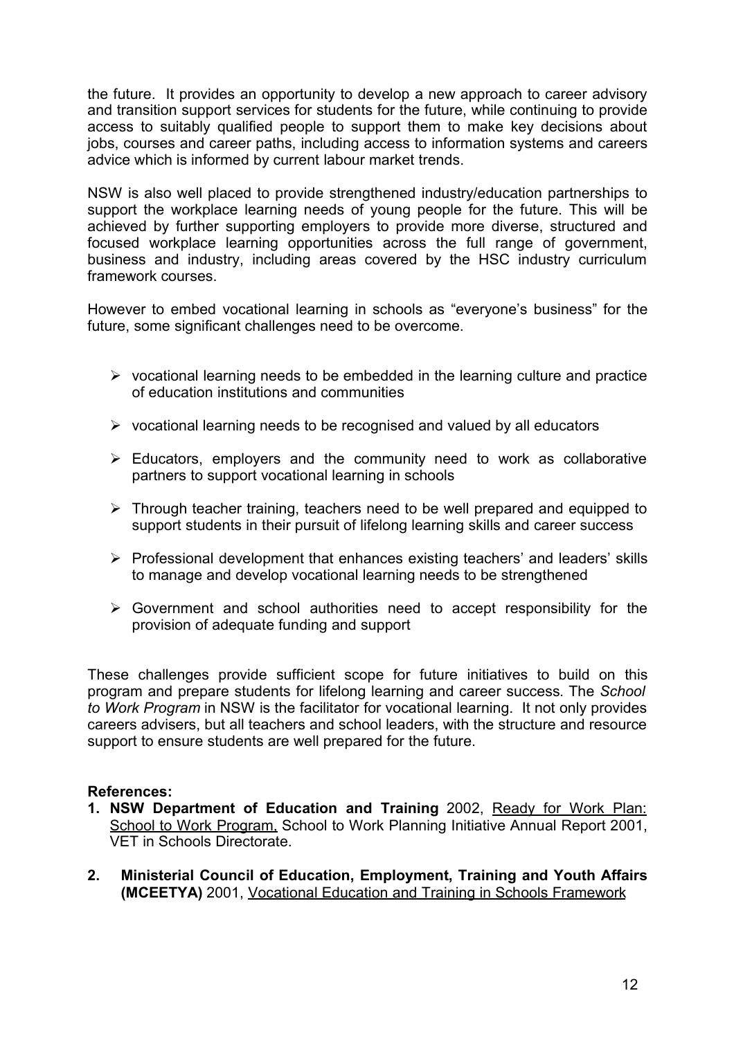the future. It provides an opportunity to develop a new approach to career advisory and transition support services for students for the future, while continuing to provide access to suitably qualified people to support them to make key decisions about jobs, courses and career paths, including access to information systems and careers advice which is informed by current labour market trends.

NSW is also well placed to provide strengthened industry/education partnerships to support the workplace learning needs of young people for the future. This will be achieved by further supporting employers to provide more diverse, structured and focused workplace learning opportunities across the full range of government, business and industry, including areas covered by the HSC industry curriculum framework courses.

However to embed vocational learning in schools as "everyone's business" for the future, some significant challenges need to be overcome.

- vocational learning needs to be embedded in the learning culture and practice of education institutions and communities
- vocational learning needs to be recognised and valued by all educators
- Educators, employers and the community need to work as collaborative partners to support vocational learning in schools
- Through teacher training, teachers need to be well prepared and equipped to support students in their pursuit of lifelong learning skills and career success
- Professional development that enhances existing teachers' and leaders' skills to manage and develop vocational learning needs to be strengthened
- Government and school authorities need to accept responsibility for the provision of adequate funding and support

These challenges provide sufficient scope for future initiatives to build on this program and prepare students for lifelong learning and career success. The *School to Work Program* in NSW is the facilitator for vocational learning. It not only provides careers advisers, but all teachers and school leaders, with the structure and resource support to ensure students are well prepared for the future.

**References:**

1. **NSW Department of Education and Training** 2002, Ready for Work Plan: School to Work Program, School to Work Planning Initiative Annual Report 2001, VET in Schools Directorate.
2. **Ministerial Council of Education, Employment, Training and Youth Affairs (MCEETYA)** 2001, Vocational Education and Training in Schools Framework